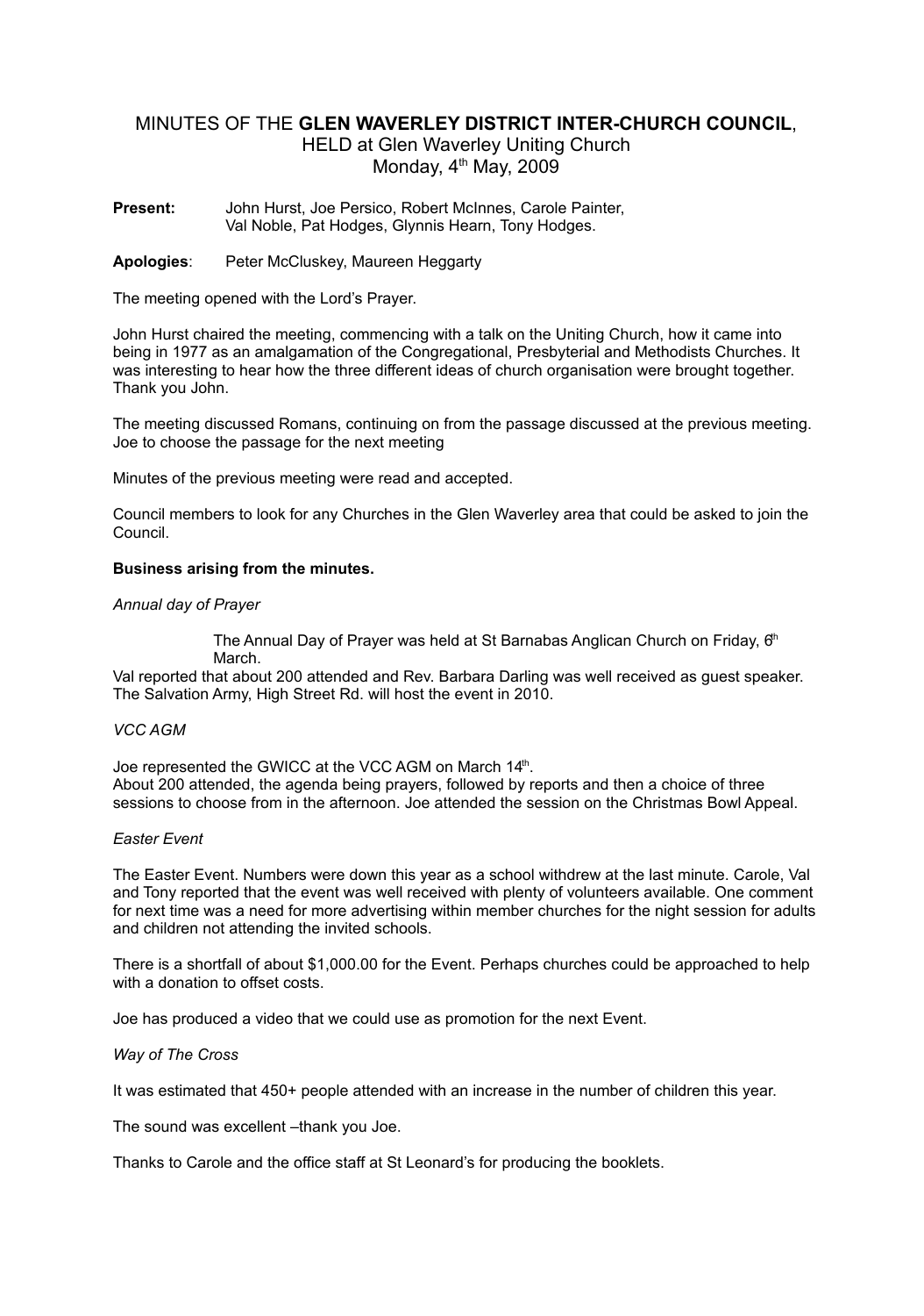# MINUTES OF THE **GLEN WAVERLEY DISTRICT INTER-CHURCH COUNCIL**,
HELD at Glen Waverley Uniting Church
Monday, 4th May, 2009

**Present:** John Hurst, Joe Persico, Robert McInnes, Carole Painter, Val Noble, Pat Hodges, Glynnis Hearn, Tony Hodges.

**Apologies**: Peter McCluskey, Maureen Heggarty

The meeting opened with the Lord's Prayer.

John Hurst chaired the meeting, commencing with a talk on the Uniting Church, how it came into being in 1977 as an amalgamation of the Congregational, Presbyterial and Methodists Churches. It was interesting to hear how the three different ideas of church organisation were brought together. Thank you John.

The meeting discussed Romans, continuing on from the passage discussed at the previous meeting. Joe to choose the passage for the next meeting

Minutes of the previous meeting were read and accepted.

Council members to look for any Churches in the Glen Waverley area that could be asked to join the Council.

**Business arising from the minutes.**

*Annual day of Prayer*

The Annual Day of Prayer was held at St Barnabas Anglican Church on Friday, 6th March.

Val reported that about 200 attended and Rev. Barbara Darling was well received as guest speaker. The Salvation Army, High Street Rd. will host the event in 2010.

*VCC AGM*

Joe represented the GWICC at the VCC AGM on March 14th.
About 200 attended, the agenda being prayers, followed by reports and then a choice of three sessions to choose from in the afternoon. Joe attended the session on the Christmas Bowl Appeal.

*Easter Event*

The Easter Event. Numbers were down this year as a school withdrew at the last minute. Carole, Val and Tony reported that the event was well received with plenty of volunteers available. One comment for next time was a need for more advertising within member churches for the night session for adults and children not attending the invited schools.

There is a shortfall of about $1,000.00 for the Event. Perhaps churches could be approached to help with a donation to offset costs.

Joe has produced a video that we could use as promotion for the next Event.

*Way of The Cross*

It was estimated that 450+ people attended with an increase in the number of children this year.

The sound was excellent –thank you Joe.

Thanks to Carole and the office staff at St Leonard's for producing the booklets.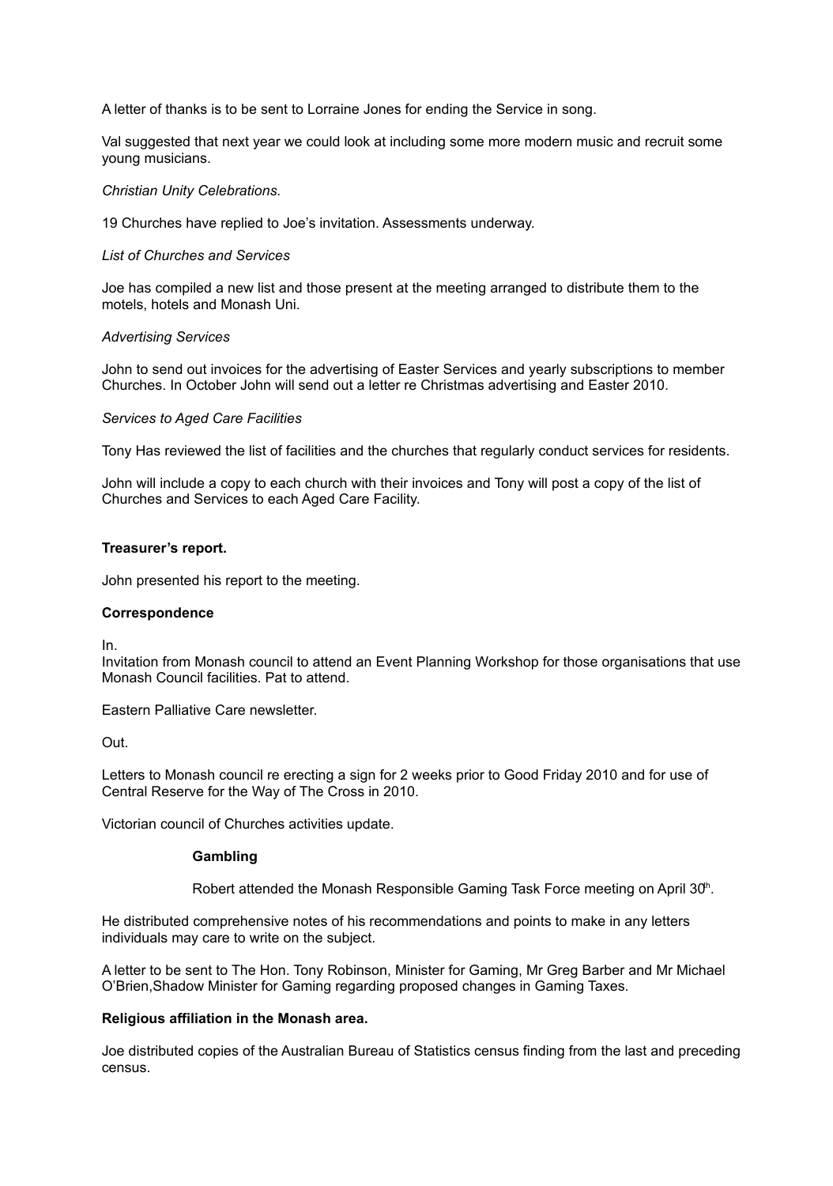A letter of thanks is to be sent to Lorraine Jones for ending the Service in song.

Val suggested that next year we could look at including some more modern music and recruit some young musicians.

*Christian Unity Celebrations.*

19 Churches have replied to Joe's invitation. Assessments underway.

*List of Churches and Services*

Joe has compiled a new list and those present at the meeting arranged to distribute them to the motels, hotels and Monash Uni.

*Advertising Services*

John to send out invoices for the advertising of Easter Services and yearly subscriptions to member Churches. In October John will send out a letter re Christmas advertising and Easter 2010.

*Services to Aged Care Facilities*

Tony Has reviewed the list of facilities and the churches that regularly conduct services for residents.

John will include a copy to each church with their invoices and Tony will post a copy of the list of Churches and Services to each Aged Care Facility.

**Treasurer's report.**

John presented his report to the meeting.

**Correspondence**

In.

Invitation from Monash council to attend an Event Planning Workshop for those organisations that use Monash Council facilities. Pat to attend.

Eastern Palliative Care newsletter.

Out.

Letters to Monash council re erecting a sign for 2 weeks prior to Good Friday 2010 and for use of Central Reserve for the Way of The Cross in 2010.

Victorian council of Churches activities update.

**Gambling**

Robert attended the Monash Responsible Gaming Task Force meeting on April 30th.

He distributed comprehensive notes of his recommendations and points to make in any letters individuals may care to write on the subject.

A letter to be sent to The Hon. Tony Robinson, Minister for Gaming, Mr Greg Barber and Mr Michael O'Brien,Shadow Minister for Gaming regarding proposed changes in Gaming Taxes.

**Religious affiliation in the Monash area.**

Joe distributed copies of the Australian Bureau of Statistics census finding from the last and preceding census.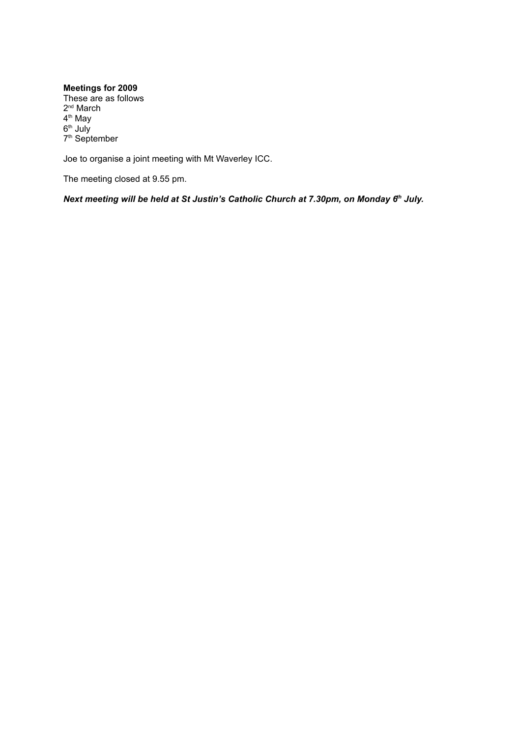**Meetings for 2009**

These are as follows
2nd March
4th May
6th July
7th September

Joe to organise a joint meeting with Mt Waverley ICC.

The meeting closed at 9.55 pm.

***Next meeting will be held at St Justin's Catholic Church at 7.30pm, on Monday 6th July.***